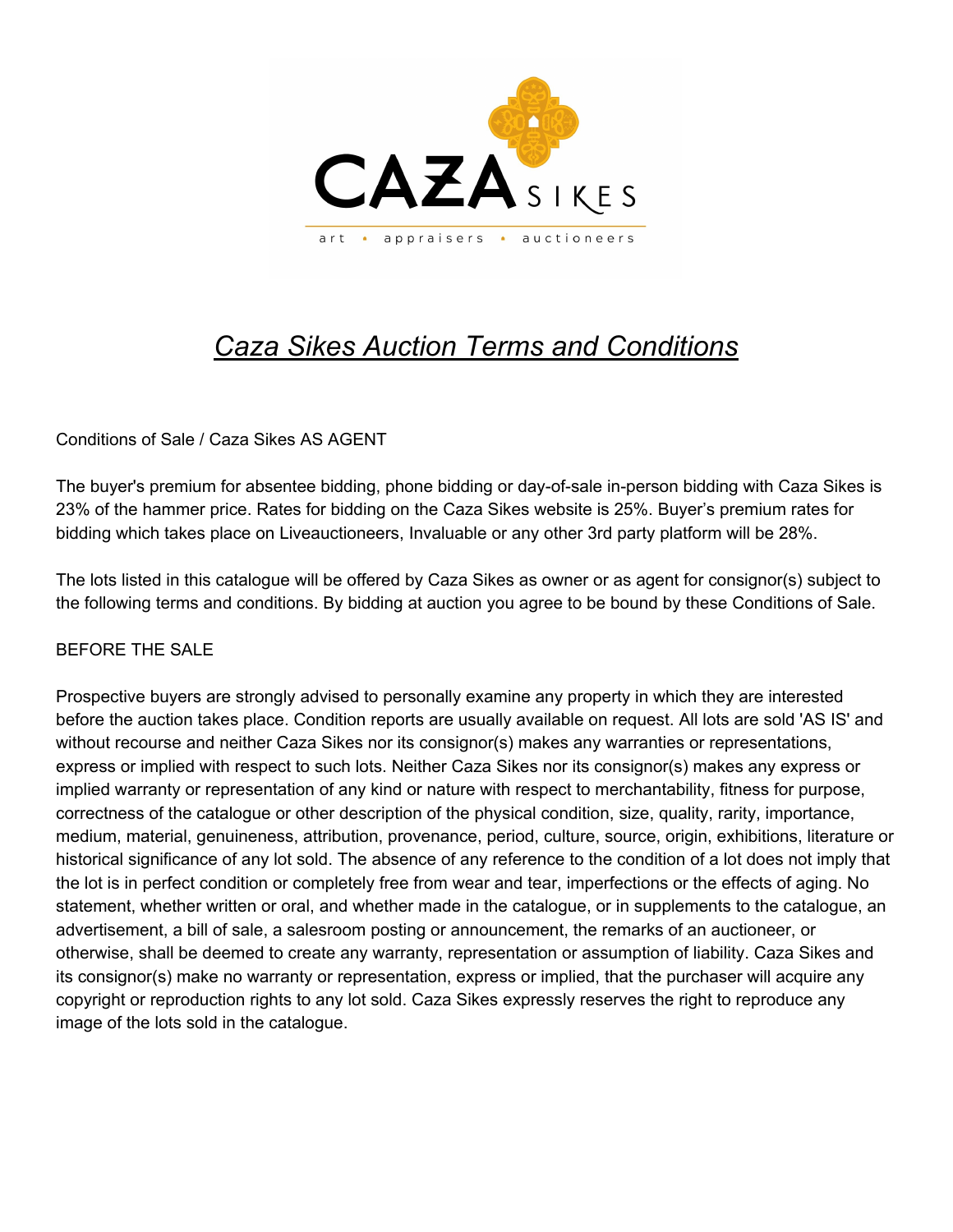# *Caza Sikes Auction Terms and Conditions*

Conditions of Sale / Caza Sikes AS AGENT

The buyer's premium for absentee bidding, phone bidding or day-of-sale in-person bidding with Caza Sikes is 23% of the hammer price. Rates for bidding on the Caza Sikes website is 25%. Buyer's premium rates for bidding which takes place on Liveauctioneers, Invaluable or any other 3rd party platform will be 28%.

The lots listed in this catalogue will be offered by Caza Sikes as owner or as agent for consignor(s) subject to the following terms and conditions. By bidding at auction you agree to be bound by these Conditions of Sale.

BEFORE THE SALE

Prospective buyers are strongly advised to personally examine any property in which they are interested before the auction takes place. Condition reports are usually available on request. All lots are sold 'AS IS' and without recourse and neither Caza Sikes nor its consignor(s) makes any warranties or representations, express or implied with respect to such lots. Neither Caza Sikes nor its consignor(s) makes any express or implied warranty or representation of any kind or nature with respect to merchantability, fitness for purpose, correctness of the catalogue or other description of the physical condition, size, quality, rarity, importance, medium, material, genuineness, attribution, provenance, period, culture, source, origin, exhibitions, literature or historical significance of any lot sold. The absence of any reference to the condition of a lot does not imply that the lot is in perfect condition or completely free from wear and tear, imperfections or the effects of aging. No statement, whether written or oral, and whether made in the catalogue, or in supplements to the catalogue, an advertisement, a bill of sale, a salesroom posting or announcement, the remarks of an auctioneer, or otherwise, shall be deemed to create any warranty, representation or assumption of liability. Caza Sikes and its consignor(s) make no warranty or representation, express or implied, that the purchaser will acquire any copyright or reproduction rights to any lot sold. Caza Sikes expressly reserves the right to reproduce any image of the lots sold in the catalogue.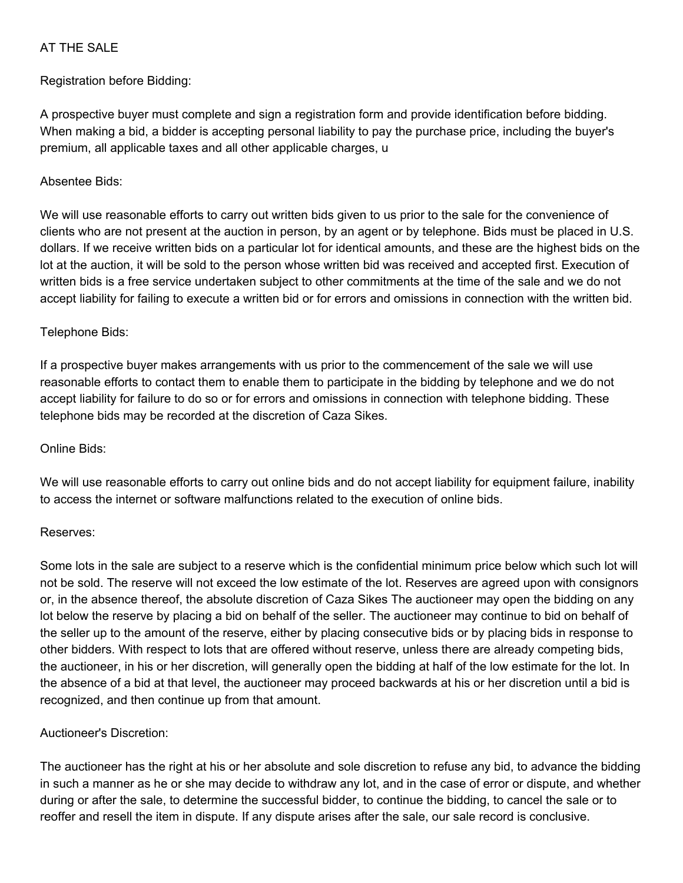AT THE SALE

Registration before Bidding:

A prospective buyer must complete and sign a registration form and provide identification before bidding. When making a bid, a bidder is accepting personal liability to pay the purchase price, including the buyer's premium, all applicable taxes and all other applicable charges, u

Absentee Bids:

We will use reasonable efforts to carry out written bids given to us prior to the sale for the convenience of clients who are not present at the auction in person, by an agent or by telephone. Bids must be placed in U.S. dollars. If we receive written bids on a particular lot for identical amounts, and these are the highest bids on the lot at the auction, it will be sold to the person whose written bid was received and accepted first. Execution of written bids is a free service undertaken subject to other commitments at the time of the sale and we do not accept liability for failing to execute a written bid or for errors and omissions in connection with the written bid.

Telephone Bids:

If a prospective buyer makes arrangements with us prior to the commencement of the sale we will use reasonable efforts to contact them to enable them to participate in the bidding by telephone and we do not accept liability for failure to do so or for errors and omissions in connection with telephone bidding. These telephone bids may be recorded at the discretion of Caza Sikes.

Online Bids:

We will use reasonable efforts to carry out online bids and do not accept liability for equipment failure, inability to access the internet or software malfunctions related to the execution of online bids.

Reserves:

Some lots in the sale are subject to a reserve which is the confidential minimum price below which such lot will not be sold. The reserve will not exceed the low estimate of the lot. Reserves are agreed upon with consignors or, in the absence thereof, the absolute discretion of Caza Sikes The auctioneer may open the bidding on any lot below the reserve by placing a bid on behalf of the seller. The auctioneer may continue to bid on behalf of the seller up to the amount of the reserve, either by placing consecutive bids or by placing bids in response to other bidders. With respect to lots that are offered without reserve, unless there are already competing bids, the auctioneer, in his or her discretion, will generally open the bidding at half of the low estimate for the lot. In the absence of a bid at that level, the auctioneer may proceed backwards at his or her discretion until a bid is recognized, and then continue up from that amount.

Auctioneer's Discretion:

The auctioneer has the right at his or her absolute and sole discretion to refuse any bid, to advance the bidding in such a manner as he or she may decide to withdraw any lot, and in the case of error or dispute, and whether during or after the sale, to determine the successful bidder, to continue the bidding, to cancel the sale or to reoffer and resell the item in dispute. If any dispute arises after the sale, our sale record is conclusive.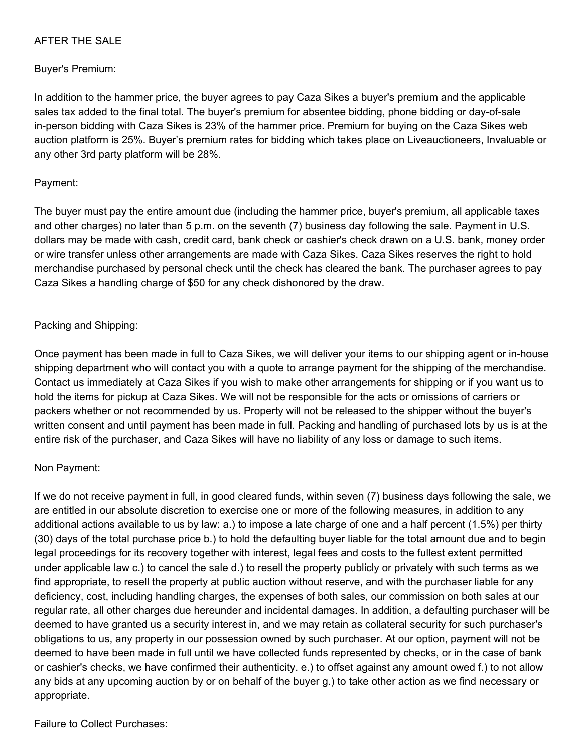## AFTER THE SALE

### Buyer's Premium:

In addition to the hammer price, the buyer agrees to pay Caza Sikes a buyer's premium and the applicable sales tax added to the final total. The buyer's premium for absentee bidding, phone bidding or day-of-sale in-person bidding with Caza Sikes is 23% of the hammer price. Premium for buying on the Caza Sikes web auction platform is 25%. Buyer’s premium rates for bidding which takes place on Liveauctioneers, Invaluable or any other 3rd party platform will be 28%.

### Payment:

The buyer must pay the entire amount due (including the hammer price, buyer's premium, all applicable taxes and other charges) no later than 5 p.m. on the seventh (7) business day following the sale. Payment in U.S. dollars may be made with cash, credit card, bank check or cashier's check drawn on a U.S. bank, money order or wire transfer unless other arrangements are made with Caza Sikes. Caza Sikes reserves the right to hold merchandise purchased by personal check until the check has cleared the bank. The purchaser agrees to pay Caza Sikes a handling charge of $50 for any check dishonored by the draw.

### Packing and Shipping:

Once payment has been made in full to Caza Sikes, we will deliver your items to our shipping agent or in-house shipping department who will contact you with a quote to arrange payment for the shipping of the merchandise. Contact us immediately at Caza Sikes if you wish to make other arrangements for shipping or if you want us to hold the items for pickup at Caza Sikes. We will not be responsible for the acts or omissions of carriers or packers whether or not recommended by us. Property will not be released to the shipper without the buyer's written consent and until payment has been made in full. Packing and handling of purchased lots by us is at the entire risk of the purchaser, and Caza Sikes will have no liability of any loss or damage to such items.

### Non Payment:

If we do not receive payment in full, in good cleared funds, within seven (7) business days following the sale, we are entitled in our absolute discretion to exercise one or more of the following measures, in addition to any additional actions available to us by law: a.) to impose a late charge of one and a half percent (1.5%) per thirty (30) days of the total purchase price b.) to hold the defaulting buyer liable for the total amount due and to begin legal proceedings for its recovery together with interest, legal fees and costs to the fullest extent permitted under applicable law c.) to cancel the sale d.) to resell the property publicly or privately with such terms as we find appropriate, to resell the property at public auction without reserve, and with the purchaser liable for any deficiency, cost, including handling charges, the expenses of both sales, our commission on both sales at our regular rate, all other charges due hereunder and incidental damages. In addition, a defaulting purchaser will be deemed to have granted us a security interest in, and we may retain as collateral security for such purchaser's obligations to us, any property in our possession owned by such purchaser. At our option, payment will not be deemed to have been made in full until we have collected funds represented by checks, or in the case of bank or cashier's checks, we have confirmed their authenticity. e.) to offset against any amount owed f.) to not allow any bids at any upcoming auction by or on behalf of the buyer g.) to take other action as we find necessary or appropriate.

### Failure to Collect Purchases: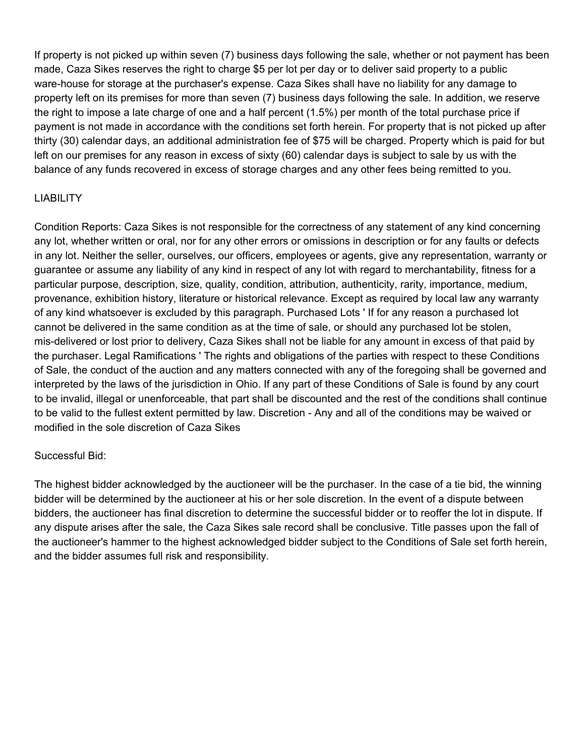If property is not picked up within seven (7) business days following the sale, whether or not payment has been made, Caza Sikes reserves the right to charge $5 per lot per day or to deliver said property to a public ware-house for storage at the purchaser's expense. Caza Sikes shall have no liability for any damage to property left on its premises for more than seven (7) business days following the sale. In addition, we reserve the right to impose a late charge of one and a half percent (1.5%) per month of the total purchase price if payment is not made in accordance with the conditions set forth herein. For property that is not picked up after thirty (30) calendar days, an additional administration fee of $75 will be charged. Property which is paid for but left on our premises for any reason in excess of sixty (60) calendar days is subject to sale by us with the balance of any funds recovered in excess of storage charges and any other fees being remitted to you.

LIABILITY

Condition Reports: Caza Sikes is not responsible for the correctness of any statement of any kind concerning any lot, whether written or oral, nor for any other errors or omissions in description or for any faults or defects in any lot. Neither the seller, ourselves, our officers, employees or agents, give any representation, warranty or guarantee or assume any liability of any kind in respect of any lot with regard to merchantability, fitness for a particular purpose, description, size, quality, condition, attribution, authenticity, rarity, importance, medium, provenance, exhibition history, literature or historical relevance. Except as required by local law any warranty of any kind whatsoever is excluded by this paragraph. Purchased Lots ' If for any reason a purchased lot cannot be delivered in the same condition as at the time of sale, or should any purchased lot be stolen, mis-delivered or lost prior to delivery, Caza Sikes shall not be liable for any amount in excess of that paid by the purchaser. Legal Ramifications ' The rights and obligations of the parties with respect to these Conditions of Sale, the conduct of the auction and any matters connected with any of the foregoing shall be governed and interpreted by the laws of the jurisdiction in Ohio. If any part of these Conditions of Sale is found by any court to be invalid, illegal or unenforceable, that part shall be discounted and the rest of the conditions shall continue to be valid to the fullest extent permitted by law. Discretion - Any and all of the conditions may be waived or modified in the sole discretion of Caza Sikes

Successful Bid:

The highest bidder acknowledged by the auctioneer will be the purchaser. In the case of a tie bid, the winning bidder will be determined by the auctioneer at his or her sole discretion. In the event of a dispute between bidders, the auctioneer has final discretion to determine the successful bidder or to reoffer the lot in dispute. If any dispute arises after the sale, the Caza Sikes sale record shall be conclusive. Title passes upon the fall of the auctioneer's hammer to the highest acknowledged bidder subject to the Conditions of Sale set forth herein, and the bidder assumes full risk and responsibility.